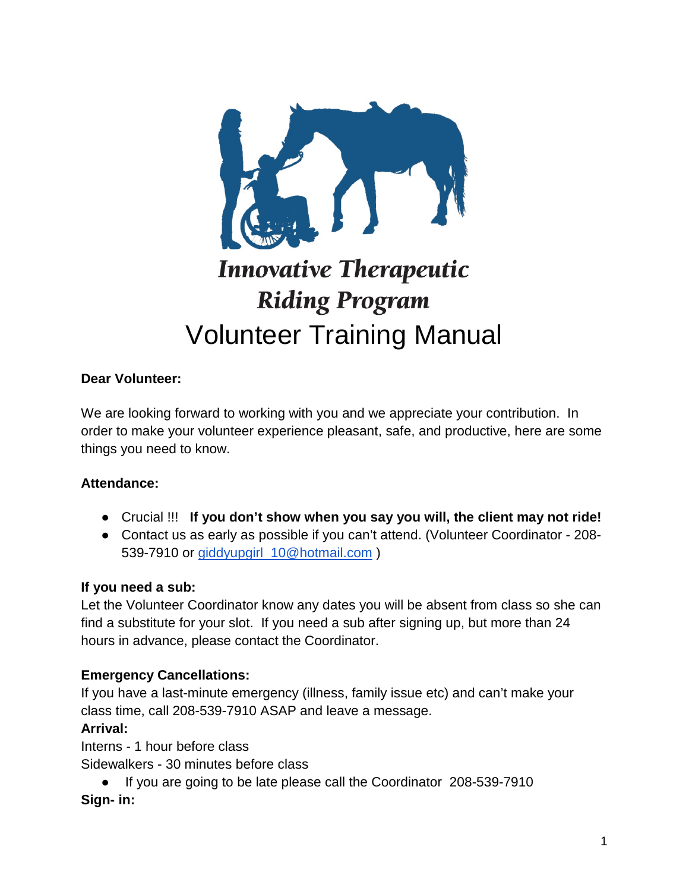# Innovative Therapeutic Riding Program

# Volunteer Training Manual

**Dear Volunteer:**

We are looking forward to working with you and we appreciate your contribution. In order to make your volunteer experience pleasant, safe, and productive, here are some things you need to know.

**Attendance:**

- Crucial !!! **If you don't show when you say you will, the client may not ride!**
- Contact us as early as possible if you can't attend. (Volunteer Coordinator - 208-539-7910 or giddyupgirl_10@hotmail.com )

**If you need a sub:**

Let the Volunteer Coordinator know any dates you will be absent from class so she can find a substitute for your slot. If you need a sub after signing up, but more than 24 hours in advance, please contact the Coordinator.

**Emergency Cancellations:**

If you have a last-minute emergency (illness, family issue etc) and can't make your class time, call 208-539-7910 ASAP and leave a message.

**Arrival:**

Interns - 1 hour before class

Sidewalkers - 30 minutes before class

- If you are going to be late please call the Coordinator 208-539-7910

**Sign- in:**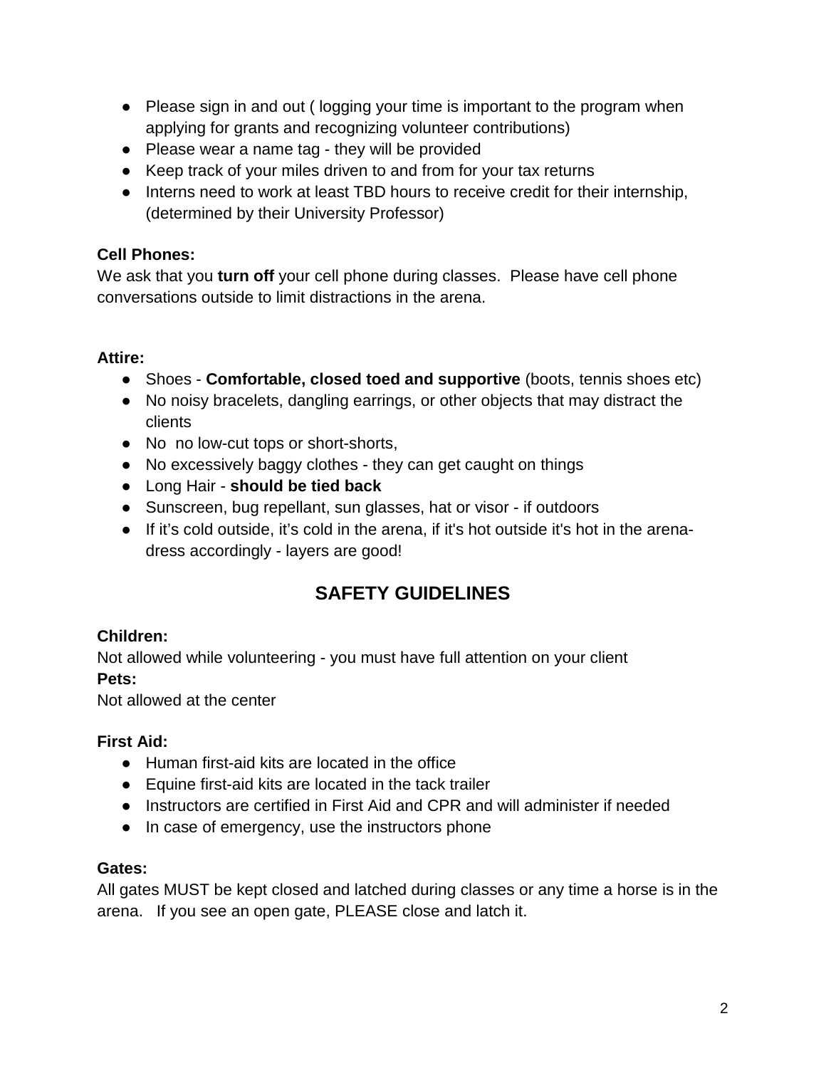- Please sign in and out ( logging your time is important to the program when applying for grants and recognizing volunteer contributions)
- Please wear a name tag - they will be provided
- Keep track of your miles driven to and from for your tax returns
- Interns need to work at least TBD hours to receive credit for their internship, (determined by their University Professor)

**Cell Phones:**
We ask that you **turn off** your cell phone during classes.  Please have cell phone conversations outside to limit distractions in the arena.

**Attire:**

- Shoes - **Comfortable, closed toed and supportive** (boots, tennis shoes etc)
- No noisy bracelets, dangling earrings, or other objects that may distract the clients
- No  no low-cut tops or short-shorts,
- No excessively baggy clothes - they can get caught on things
- Long Hair - **should be tied back**
- Sunscreen, bug repellant, sun glasses, hat or visor - if outdoors
- If it's cold outside, it's cold in the arena, if it's hot outside it's hot in the arena- dress accordingly - layers are good!

## SAFETY GUIDELINES

**Children:**
Not allowed while volunteering - you must have full attention on your client
**Pets:**
Not allowed at the center

**First Aid:**

- Human first-aid kits are located in the office
- Equine first-aid kits are located in the tack trailer
- Instructors are certified in First Aid and CPR and will administer if needed
- In case of emergency, use the instructors phone

**Gates:**
All gates MUST be kept closed and latched during classes or any time a horse is in the arena.   If you see an open gate, PLEASE close and latch it.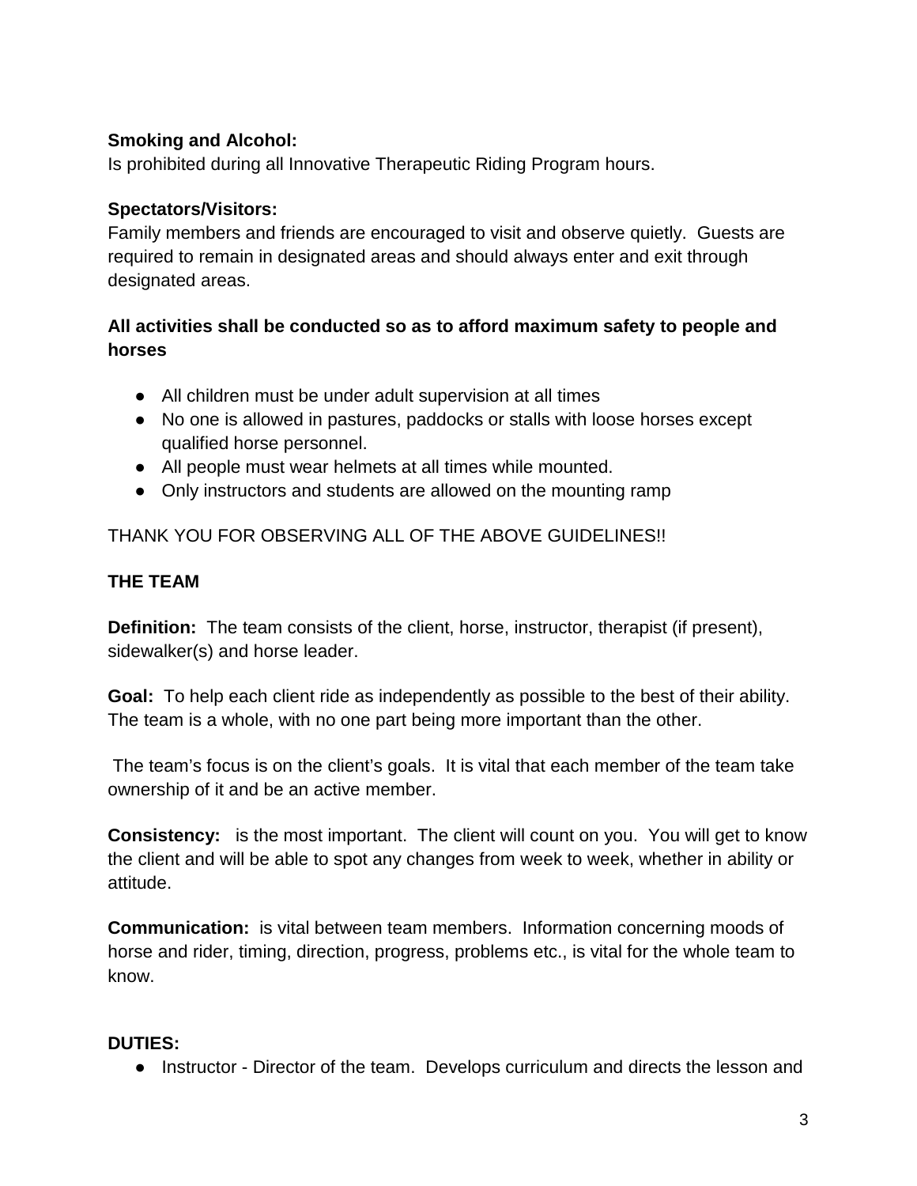**Smoking and Alcohol:**
Is prohibited during all Innovative Therapeutic Riding Program hours.

**Spectators/Visitors:**
Family members and friends are encouraged to visit and observe quietly. Guests are required to remain in designated areas and should always enter and exit through designated areas.

**All activities shall be conducted so as to afford maximum safety to people and horses**

- All children must be under adult supervision at all times
- No one is allowed in pastures, paddocks or stalls with loose horses except qualified horse personnel.
- All people must wear helmets at all times while mounted.
- Only instructors and students are allowed on the mounting ramp

THANK YOU FOR OBSERVING ALL OF THE ABOVE GUIDELINES!!

**THE TEAM**

**Definition:** The team consists of the client, horse, instructor, therapist (if present), sidewalker(s) and horse leader.

**Goal:** To help each client ride as independently as possible to the best of their ability. The team is a whole, with no one part being more important than the other.

The team's focus is on the client's goals. It is vital that each member of the team take ownership of it and be an active member.

**Consistency:** is the most important. The client will count on you. You will get to know the client and will be able to spot any changes from week to week, whether in ability or attitude.

**Communication:** is vital between team members. Information concerning moods of horse and rider, timing, direction, progress, problems etc., is vital for the whole team to know.

**DUTIES:**

- Instructor - Director of the team. Develops curriculum and directs the lesson and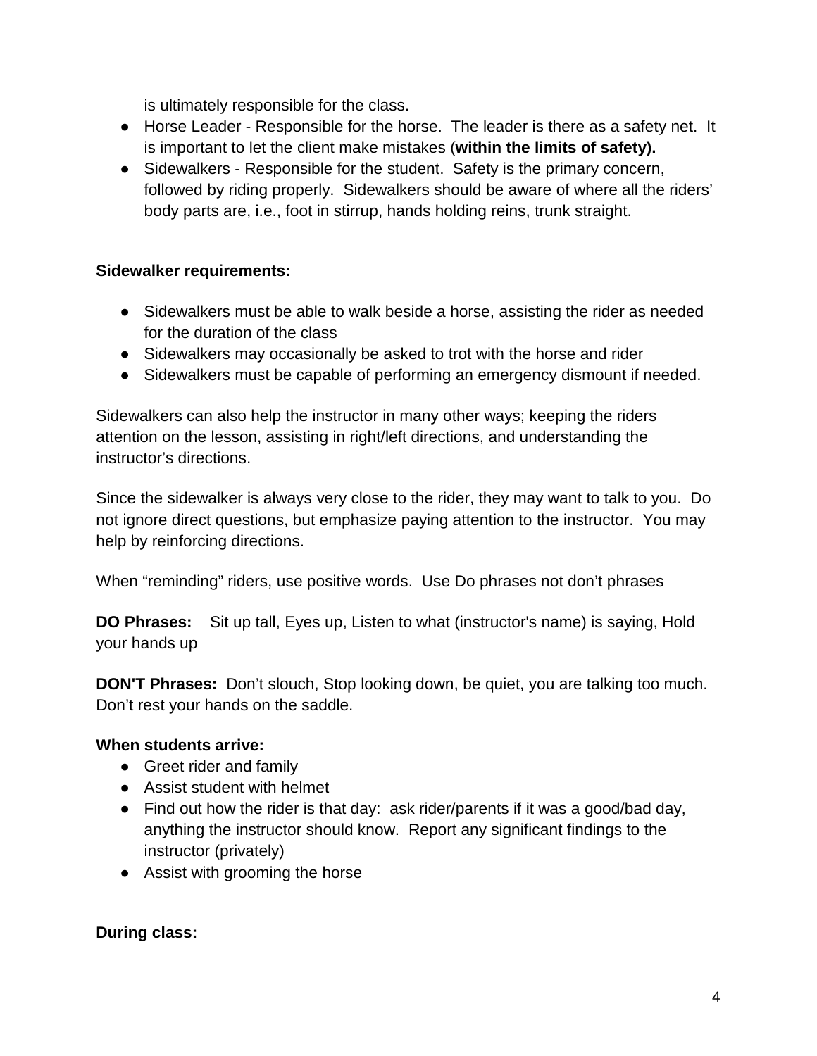is ultimately responsible for the class.

- Horse Leader - Responsible for the horse. The leader is there as a safety net. It is important to let the client make mistakes (**within the limits of safety).**
- Sidewalkers - Responsible for the student. Safety is the primary concern, followed by riding properly. Sidewalkers should be aware of where all the riders' body parts are, i.e., foot in stirrup, hands holding reins, trunk straight.

**Sidewalker requirements:**

- Sidewalkers must be able to walk beside a horse, assisting the rider as needed for the duration of the class
- Sidewalkers may occasionally be asked to trot with the horse and rider
- Sidewalkers must be capable of performing an emergency dismount if needed.

Sidewalkers can also help the instructor in many other ways; keeping the riders attention on the lesson, assisting in right/left directions, and understanding the instructor's directions.

Since the sidewalker is always very close to the rider, they may want to talk to you. Do not ignore direct questions, but emphasize paying attention to the instructor. You may help by reinforcing directions.

When "reminding" riders, use positive words. Use Do phrases not don't phrases

**DO Phrases:** Sit up tall, Eyes up, Listen to what (instructor's name) is saying, Hold your hands up

**DON'T Phrases:** Don't slouch, Stop looking down, be quiet, you are talking too much. Don't rest your hands on the saddle.

**When students arrive:**

- Greet rider and family
- Assist student with helmet
- Find out how the rider is that day: ask rider/parents if it was a good/bad day, anything the instructor should know. Report any significant findings to the instructor (privately)
- Assist with grooming the horse

**During class:**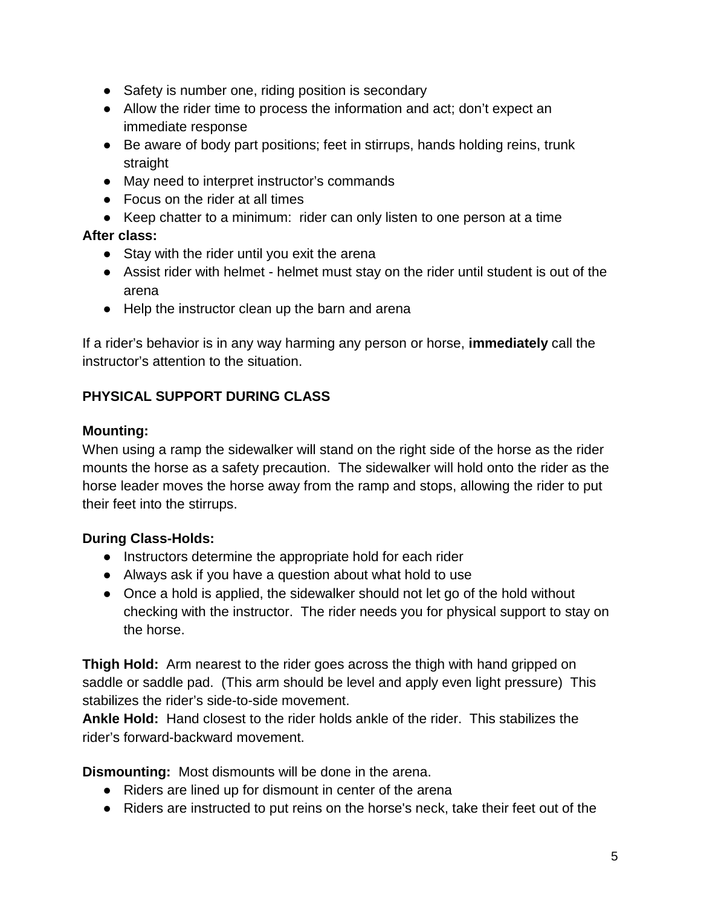- Safety is number one, riding position is secondary
- Allow the rider time to process the information and act; don't expect an immediate response
- Be aware of body part positions; feet in stirrups, hands holding reins, trunk straight
- May need to interpret instructor's commands
- Focus on the rider at all times
- Keep chatter to a minimum: rider can only listen to one person at a time

**After class:**

- Stay with the rider until you exit the arena
- Assist rider with helmet - helmet must stay on the rider until student is out of the arena
- Help the instructor clean up the barn and arena

If a rider's behavior is in any way harming any person or horse, **immediately** call the instructor's attention to the situation.

**PHYSICAL SUPPORT DURING CLASS**

**Mounting:**

When using a ramp the sidewalker will stand on the right side of the horse as the rider mounts the horse as a safety precaution. The sidewalker will hold onto the rider as the horse leader moves the horse away from the ramp and stops, allowing the rider to put their feet into the stirrups.

**During Class-Holds:**

- Instructors determine the appropriate hold for each rider
- Always ask if you have a question about what hold to use
- Once a hold is applied, the sidewalker should not let go of the hold without checking with the instructor. The rider needs you for physical support to stay on the horse.

**Thigh Hold:** Arm nearest to the rider goes across the thigh with hand gripped on saddle or saddle pad. (This arm should be level and apply even light pressure) This stabilizes the rider's side-to-side movement.

**Ankle Hold:** Hand closest to the rider holds ankle of the rider. This stabilizes the rider's forward-backward movement.

**Dismounting:** Most dismounts will be done in the arena.

- Riders are lined up for dismount in center of the arena
- Riders are instructed to put reins on the horse's neck, take their feet out of the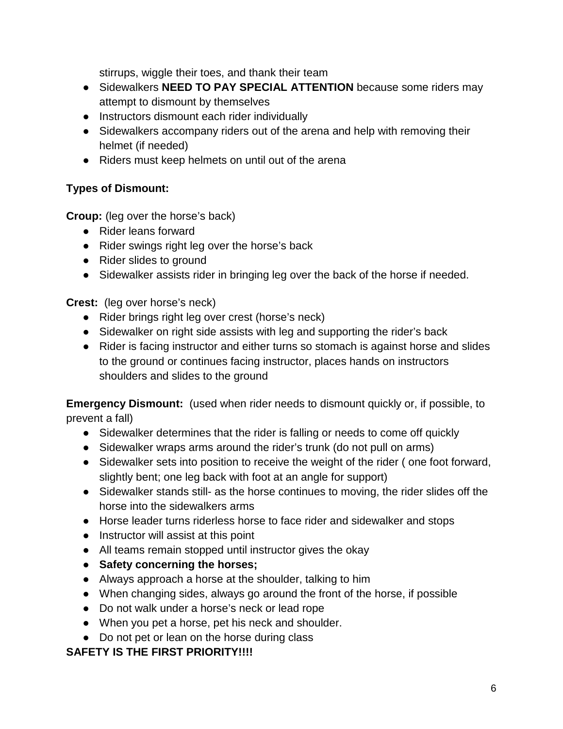stirrups, wiggle their toes, and thank their team

- Sidewalkers **NEED TO PAY SPECIAL ATTENTION** because some riders may attempt to dismount by themselves
- Instructors dismount each rider individually
- Sidewalkers accompany riders out of the arena and help with removing their helmet (if needed)
- Riders must keep helmets on until out of the arena

**Types of Dismount:**

**Croup:** (leg over the horse's back)

- Rider leans forward
- Rider swings right leg over the horse's back
- Rider slides to ground
- Sidewalker assists rider in bringing leg over the back of the horse if needed.

**Crest:** (leg over horse's neck)

- Rider brings right leg over crest (horse's neck)
- Sidewalker on right side assists with leg and supporting the rider's back
- Rider is facing instructor and either turns so stomach is against horse and slides to the ground or continues facing instructor, places hands on instructors shoulders and slides to the ground

**Emergency Dismount:** (used when rider needs to dismount quickly or, if possible, to prevent a fall)

- Sidewalker determines that the rider is falling or needs to come off quickly
- Sidewalker wraps arms around the rider's trunk (do not pull on arms)
- Sidewalker sets into position to receive the weight of the rider ( one foot forward, slightly bent; one leg back with foot at an angle for support)
- Sidewalker stands still- as the horse continues to moving, the rider slides off the horse into the sidewalkers arms
- Horse leader turns riderless horse to face rider and sidewalker and stops
- Instructor will assist at this point
- All teams remain stopped until instructor gives the okay
- **Safety concerning the horses;**
- Always approach a horse at the shoulder, talking to him
- When changing sides, always go around the front of the horse, if possible
- Do not walk under a horse's neck or lead rope
- When you pet a horse, pet his neck and shoulder.
- Do not pet or lean on the horse during class

**SAFETY IS THE FIRST PRIORITY!!!!**